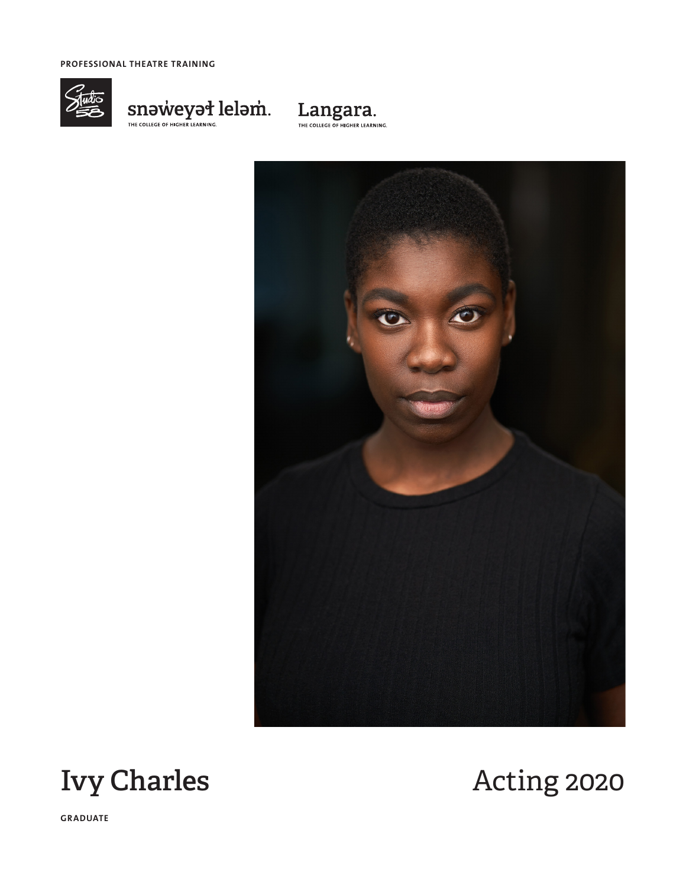PROFESSIONAL THEATRE TRAINING

Studio 58

snəw̓eyəɬ leləm̓.
THE COLLEGE OF HIGHER LEARNING.

Langara.
THE COLLEGE OF HIGHER LEARNING.

# Ivy Charles

# Acting 2020

GRADUATE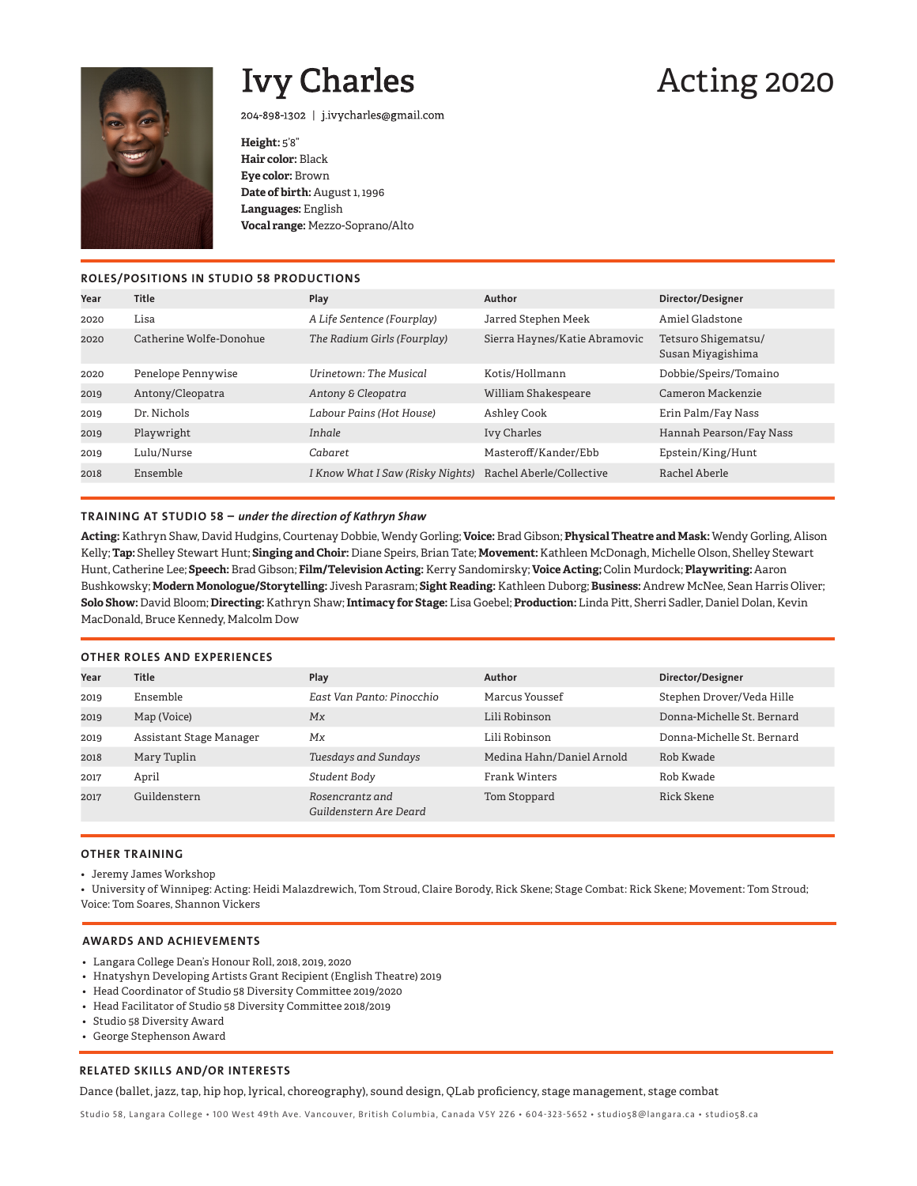# Ivy Charles

# Acting 2020

204-898-1302 | j.ivycharles@gmail.com

**Height:** 5'8"
**Hair color:** Black
**Eye color:** Brown
**Date of birth:** August 1, 1996
**Languages:** English
**Vocal range:** Mezzo-Soprano/Alto

## ROLES/POSITIONS IN STUDIO 58 PRODUCTIONS

| Year | Title | Play | Author | Director/Designer |
|---|---|---|---|---|
| 2020 | Lisa | *A Life Sentence (Fourplay)* | Jarred Stephen Meek | Amiel Gladstone |
| 2020 | Catherine Wolfe-Donohue | *The Radium Girls (Fourplay)* | Sierra Haynes/Katie Abramovic | Tetsuro Shigematsu/ Susan Miyagishima |
| 2020 | Penelope Pennywise | *Urinetown: The Musical* | Kotis/Hollmann | Dobbie/Speirs/Tomaino |
| 2019 | Antony/Cleopatra | *Antony & Cleopatra* | William Shakespeare | Cameron Mackenzie |
| 2019 | Dr. Nichols | *Labour Pains (Hot House)* | Ashley Cook | Erin Palm/Fay Nass |
| 2019 | Playwright | *Inhale* | Ivy Charles | Hannah Pearson/Fay Nass |
| 2019 | Lulu/Nurse | *Cabaret* | Masteroff/Kander/Ebb | Epstein/King/Hunt |
| 2018 | Ensemble | *I Know What I Saw (Risky Nights)* | Rachel Aberle/Collective | Rachel Aberle |

## TRAINING AT STUDIO 58 – *under the direction of Kathryn Shaw*

**Acting:** Kathryn Shaw, David Hudgins, Courtenay Dobbie, Wendy Gorling; **Voice:** Brad Gibson; **Physical Theatre and Mask:** Wendy Gorling, Alison Kelly; **Tap:** Shelley Stewart Hunt; **Singing and Choir:** Diane Speirs, Brian Tate; **Movement:** Kathleen McDonagh, Michelle Olson, Shelley Stewart Hunt, Catherine Lee; **Speech:** Brad Gibson; **Film/Television Acting:** Kerry Sandomirsky; **Voice Acting;** Colin Murdock; **Playwriting:** Aaron Bushkowsky; **Modern Monologue/Storytelling:** Jivesh Parasram; **Sight Reading:** Kathleen Duborg; **Business:** Andrew McNee, Sean Harris Oliver; **Solo Show:** David Bloom; **Directing:** Kathryn Shaw; **Intimacy for Stage:** Lisa Goebel; **Production:** Linda Pitt, Sherri Sadler, Daniel Dolan, Kevin MacDonald, Bruce Kennedy, Malcolm Dow

## OTHER ROLES AND EXPERIENCES

| Year | Title | Play | Author | Director/Designer |
|---|---|---|---|---|
| 2019 | Ensemble | *East Van Panto: Pinocchio* | Marcus Youssef | Stephen Drover/Veda Hille |
| 2019 | Map (Voice) | *Mx* | Lili Robinson | Donna-Michelle St. Bernard |
| 2019 | Assistant Stage Manager | *Mx* | Lili Robinson | Donna-Michelle St. Bernard |
| 2018 | Mary Tuplin | *Tuesdays and Sundays* | Medina Hahn/Daniel Arnold | Rob Kwade |
| 2017 | April | *Student Body* | Frank Winters | Rob Kwade |
| 2017 | Guildenstern | *Rosencrantz and Guildenstern Are Deard* | Tom Stoppard | Rick Skene |

## OTHER TRAINING

- Jeremy James Workshop
- University of Winnipeg: Acting: Heidi Malazdrewich, Tom Stroud, Claire Borody, Rick Skene; Stage Combat: Rick Skene; Movement: Tom Stroud; Voice: Tom Soares, Shannon Vickers

## AWARDS AND ACHIEVEMENTS

- Langara College Dean's Honour Roll, 2018, 2019, 2020
- Hnatyshyn Developing Artists Grant Recipient (English Theatre) 2019
- Head Coordinator of Studio 58 Diversity Committee 2019/2020
- Head Facilitator of Studio 58 Diversity Committee 2018/2019
- Studio 58 Diversity Award
- George Stephenson Award

## RELATED SKILLS AND/OR INTERESTS

Dance (ballet, jazz, tap, hip hop, lyrical, choreography), sound design, QLab proficiency, stage management, stage combat

Studio 58, Langara College • 100 West 49th Ave. Vancouver, British Columbia, Canada V5Y 2Z6 • 604-323-5652 • studio58@langara.ca • studio58.ca